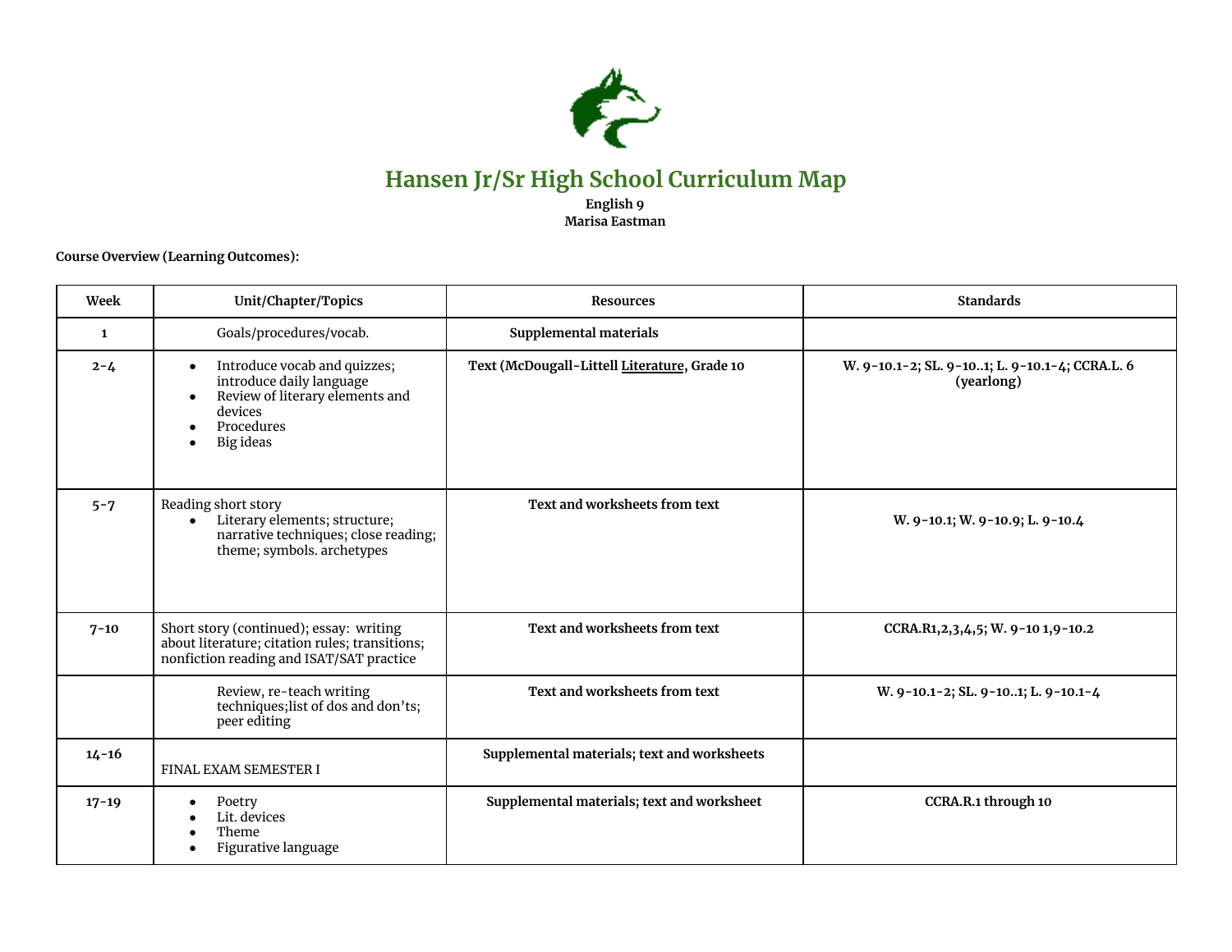# Hansen Jr/Sr High School Curriculum Map

**English 9**
**Marisa Eastman**

**Course Overview (Learning Outcomes):**

| Week | Unit/Chapter/Topics | Resources | Standards |
|---|---|---|---|
| **1** | Goals/procedures/vocab. | **Supplemental materials** | |
| **2-4** | • Introduce vocab and quizzes; introduce daily language<br>• Review of literary elements and devices<br>• Procedures<br>• Big ideas | **Text (McDougall-Littell Literature, Grade 10** | **W. 9-10.1-2; SL. 9-10..1; L. 9-10.1-4; CCRA.L. 6 (yearlong)** |
| **5-7** | Reading short story<br>• Literary elements; structure; narrative techniques; close reading; theme; symbols. archetypes | **Text and worksheets from text** | **W. 9-10.1; W. 9-10.9; L. 9-10.4** |
| **7-10** | Short story (continued); essay: writing about literature; citation rules; transitions; nonfiction reading and ISAT/SAT practice | **Text and worksheets from text** | **CCRA.R1,2,3,4,5; W. 9-10 1,9-10.2** |
| | Review, re-teach writing techniques;list of dos and don'ts; peer editing | **Text and worksheets from text** | **W. 9-10.1-2; SL. 9-10..1; L. 9-10.1-4** |
| **14-16** | FINAL EXAM SEMESTER I | **Supplemental materials; text and worksheets** | |
| **17-19** | • Poetry<br>• Lit. devices<br>• Theme<br>• Figurative language | **Supplemental materials; text and worksheet** | **CCRA.R.1 through 10** |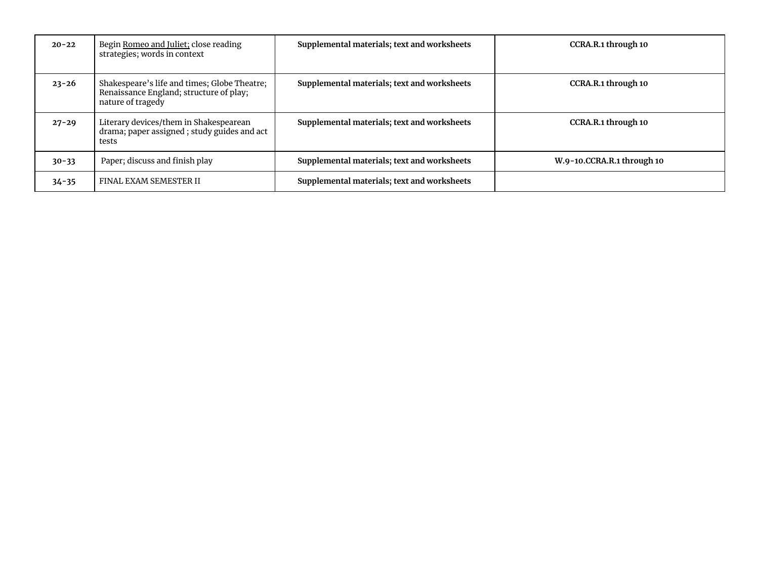| | | | |
|---|---|---|---|
| **20-22** | Begin Romeo and Juliet; close reading strategies; words in context | **Supplemental materials; text and worksheets** | **CCRA.R.1 through 10** |
| **23-26** | Shakespeare's life and times; Globe Theatre; Renaissance England; structure of play; nature of tragedy | **Supplemental materials; text and worksheets** | **CCRA.R.1 through 10** |
| **27-29** | Literary devices/them in Shakespearean drama; paper assigned ; study guides and act tests | **Supplemental materials; text and worksheets** | **CCRA.R.1 through 10** |
| **30-33** | Paper; discuss and finish play | **Supplemental materials; text and worksheets** | **W.9-10.CCRA.R.1 through 10** |
| **34-35** | FINAL EXAM SEMESTER II | **Supplemental materials; text and worksheets** | |